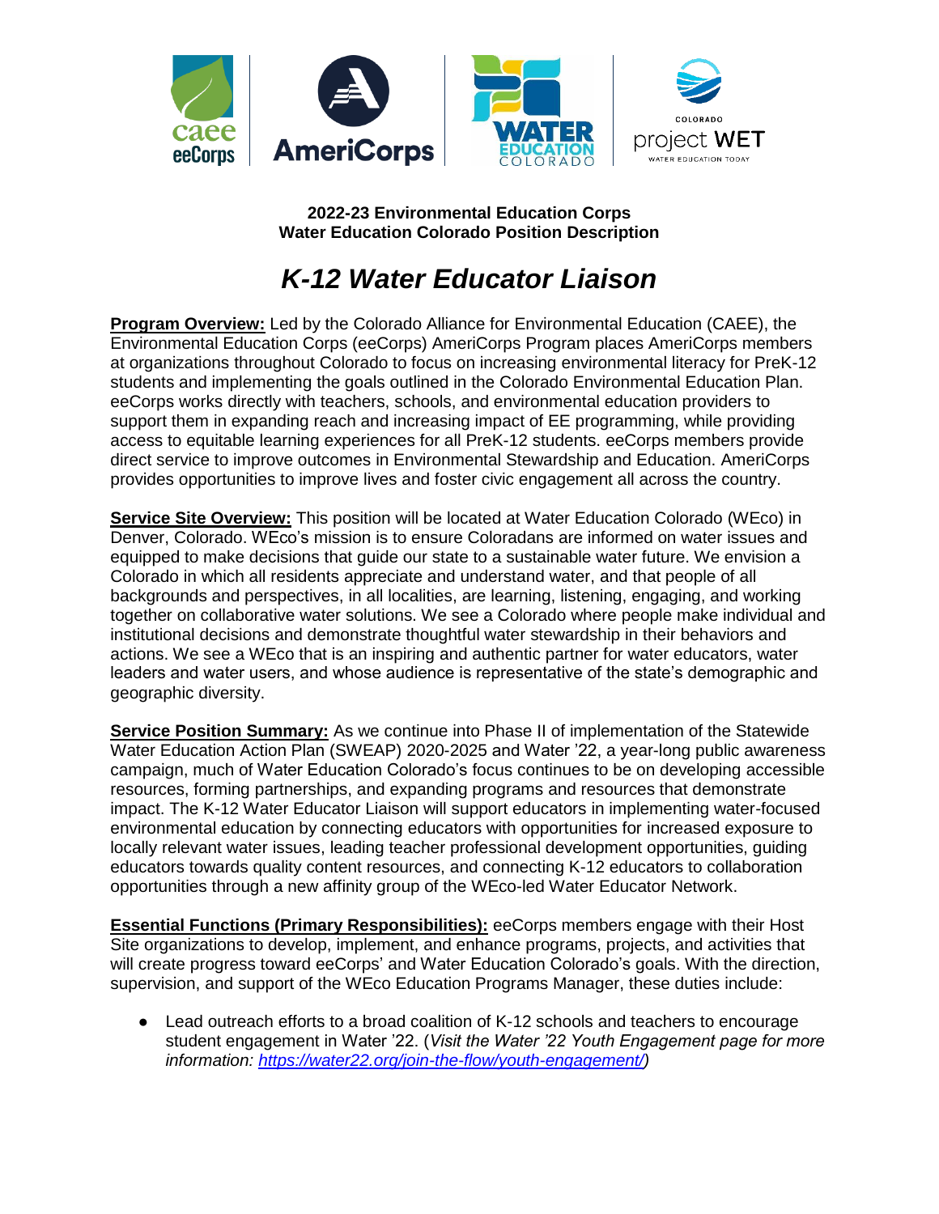**2022-23 Environmental Education Corps**
**Water Education Colorado Position Description**

# *K-12 Water Educator Liaison*

**Program Overview:** Led by the Colorado Alliance for Environmental Education (CAEE), the Environmental Education Corps (eeCorps) AmeriCorps Program places AmeriCorps members at organizations throughout Colorado to focus on increasing environmental literacy for PreK-12 students and implementing the goals outlined in the Colorado Environmental Education Plan. eeCorps works directly with teachers, schools, and environmental education providers to support them in expanding reach and increasing impact of EE programming, while providing access to equitable learning experiences for all PreK-12 students. eeCorps members provide direct service to improve outcomes in Environmental Stewardship and Education. AmeriCorps provides opportunities to improve lives and foster civic engagement all across the country.

**Service Site Overview:** This position will be located at Water Education Colorado (WEco) in Denver, Colorado. WEco's mission is to ensure Coloradans are informed on water issues and equipped to make decisions that guide our state to a sustainable water future. We envision a Colorado in which all residents appreciate and understand water, and that people of all backgrounds and perspectives, in all localities, are learning, listening, engaging, and working together on collaborative water solutions. We see a Colorado where people make individual and institutional decisions and demonstrate thoughtful water stewardship in their behaviors and actions. We see a WEco that is an inspiring and authentic partner for water educators, water leaders and water users, and whose audience is representative of the state's demographic and geographic diversity.

**Service Position Summary:** As we continue into Phase II of implementation of the Statewide Water Education Action Plan (SWEAP) 2020-2025 and Water '22, a year-long public awareness campaign, much of Water Education Colorado's focus continues to be on developing accessible resources, forming partnerships, and expanding programs and resources that demonstrate impact. The K-12 Water Educator Liaison will support educators in implementing water-focused environmental education by connecting educators with opportunities for increased exposure to locally relevant water issues, leading teacher professional development opportunities, guiding educators towards quality content resources, and connecting K-12 educators to collaboration opportunities through a new affinity group of the WEco-led Water Educator Network.

**Essential Functions (Primary Responsibilities):** eeCorps members engage with their Host Site organizations to develop, implement, and enhance programs, projects, and activities that will create progress toward eeCorps' and Water Education Colorado's goals. With the direction, supervision, and support of the WEco Education Programs Manager, these duties include:

- Lead outreach efforts to a broad coalition of K-12 schools and teachers to encourage student engagement in Water '22. (*Visit the Water '22 Youth Engagement page for more information: https://water22.org/join-the-flow/youth-engagement/*)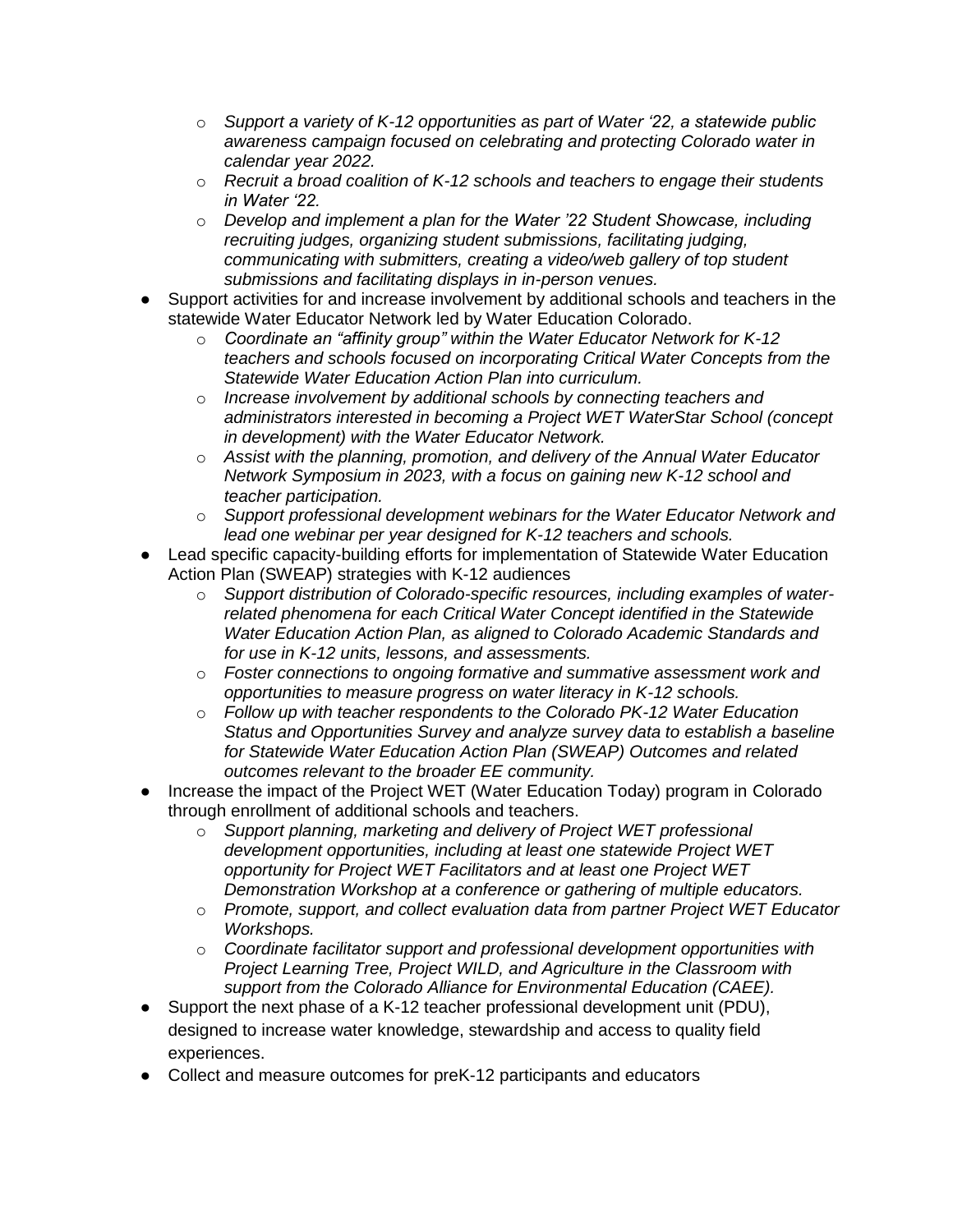- *Support a variety of K-12 opportunities as part of Water '22, a statewide public awareness campaign focused on celebrating and protecting Colorado water in calendar year 2022.*
  - *Recruit a broad coalition of K-12 schools and teachers to engage their students in Water '22.*
  - *Develop and implement a plan for the Water '22 Student Showcase, including recruiting judges, organizing student submissions, facilitating judging, communicating with submitters, creating a video/web gallery of top student submissions and facilitating displays in in-person venues.*
- Support activities for and increase involvement by additional schools and teachers in the statewide Water Educator Network led by Water Education Colorado.
  - *Coordinate an "affinity group" within the Water Educator Network for K-12 teachers and schools focused on incorporating Critical Water Concepts from the Statewide Water Education Action Plan into curriculum.*
  - *Increase involvement by additional schools by connecting teachers and administrators interested in becoming a Project WET WaterStar School (concept in development) with the Water Educator Network.*
  - *Assist with the planning, promotion, and delivery of the Annual Water Educator Network Symposium in 2023, with a focus on gaining new K-12 school and teacher participation.*
  - *Support professional development webinars for the Water Educator Network and lead one webinar per year designed for K-12 teachers and schools.*
- Lead specific capacity-building efforts for implementation of Statewide Water Education Action Plan (SWEAP) strategies with K-12 audiences
  - *Support distribution of Colorado-specific resources, including examples of water-related phenomena for each Critical Water Concept identified in the Statewide Water Education Action Plan, as aligned to Colorado Academic Standards and for use in K-12 units, lessons, and assessments.*
  - *Foster connections to ongoing formative and summative assessment work and opportunities to measure progress on water literacy in K-12 schools.*
  - *Follow up with teacher respondents to the Colorado PK-12 Water Education Status and Opportunities Survey and analyze survey data to establish a baseline for Statewide Water Education Action Plan (SWEAP) Outcomes and related outcomes relevant to the broader EE community.*
- Increase the impact of the Project WET (Water Education Today) program in Colorado through enrollment of additional schools and teachers.
  - *Support planning, marketing and delivery of Project WET professional development opportunities, including at least one statewide Project WET opportunity for Project WET Facilitators and at least one Project WET Demonstration Workshop at a conference or gathering of multiple educators.*
  - *Promote, support, and collect evaluation data from partner Project WET Educator Workshops.*
  - *Coordinate facilitator support and professional development opportunities with Project Learning Tree, Project WILD, and Agriculture in the Classroom with support from the Colorado Alliance for Environmental Education (CAEE).*
- Support the next phase of a K-12 teacher professional development unit (PDU), designed to increase water knowledge, stewardship and access to quality field experiences.
- Collect and measure outcomes for preK-12 participants and educators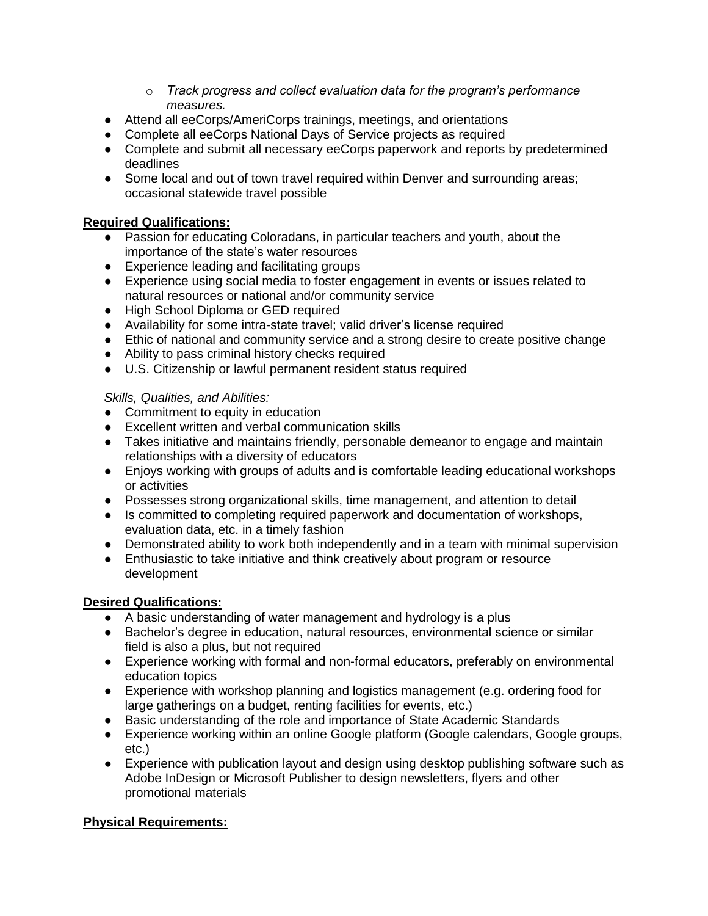- *Track progress and collect evaluation data for the program's performance measures.*
- Attend all eeCorps/AmeriCorps trainings, meetings, and orientations
- Complete all eeCorps National Days of Service projects as required
- Complete and submit all necessary eeCorps paperwork and reports by predetermined deadlines
- Some local and out of town travel required within Denver and surrounding areas; occasional statewide travel possible

**Required Qualifications:**

- Passion for educating Coloradans, in particular teachers and youth, about the importance of the state's water resources
- Experience leading and facilitating groups
- Experience using social media to foster engagement in events or issues related to natural resources or national and/or community service
- High School Diploma or GED required
- Availability for some intra-state travel; valid driver's license required
- Ethic of national and community service and a strong desire to create positive change
- Ability to pass criminal history checks required
- U.S. Citizenship or lawful permanent resident status required

*Skills, Qualities, and Abilities:*

- Commitment to equity in education
- Excellent written and verbal communication skills
- Takes initiative and maintains friendly, personable demeanor to engage and maintain relationships with a diversity of educators
- Enjoys working with groups of adults and is comfortable leading educational workshops or activities
- Possesses strong organizational skills, time management, and attention to detail
- Is committed to completing required paperwork and documentation of workshops, evaluation data, etc. in a timely fashion
- Demonstrated ability to work both independently and in a team with minimal supervision
- Enthusiastic to take initiative and think creatively about program or resource development

**Desired Qualifications:**

- A basic understanding of water management and hydrology is a plus
- Bachelor's degree in education, natural resources, environmental science or similar field is also a plus, but not required
- Experience working with formal and non-formal educators, preferably on environmental education topics
- Experience with workshop planning and logistics management (e.g. ordering food for large gatherings on a budget, renting facilities for events, etc.)
- Basic understanding of the role and importance of State Academic Standards
- Experience working within an online Google platform (Google calendars, Google groups, etc.)
- Experience with publication layout and design using desktop publishing software such as Adobe InDesign or Microsoft Publisher to design newsletters, flyers and other promotional materials

**Physical Requirements:**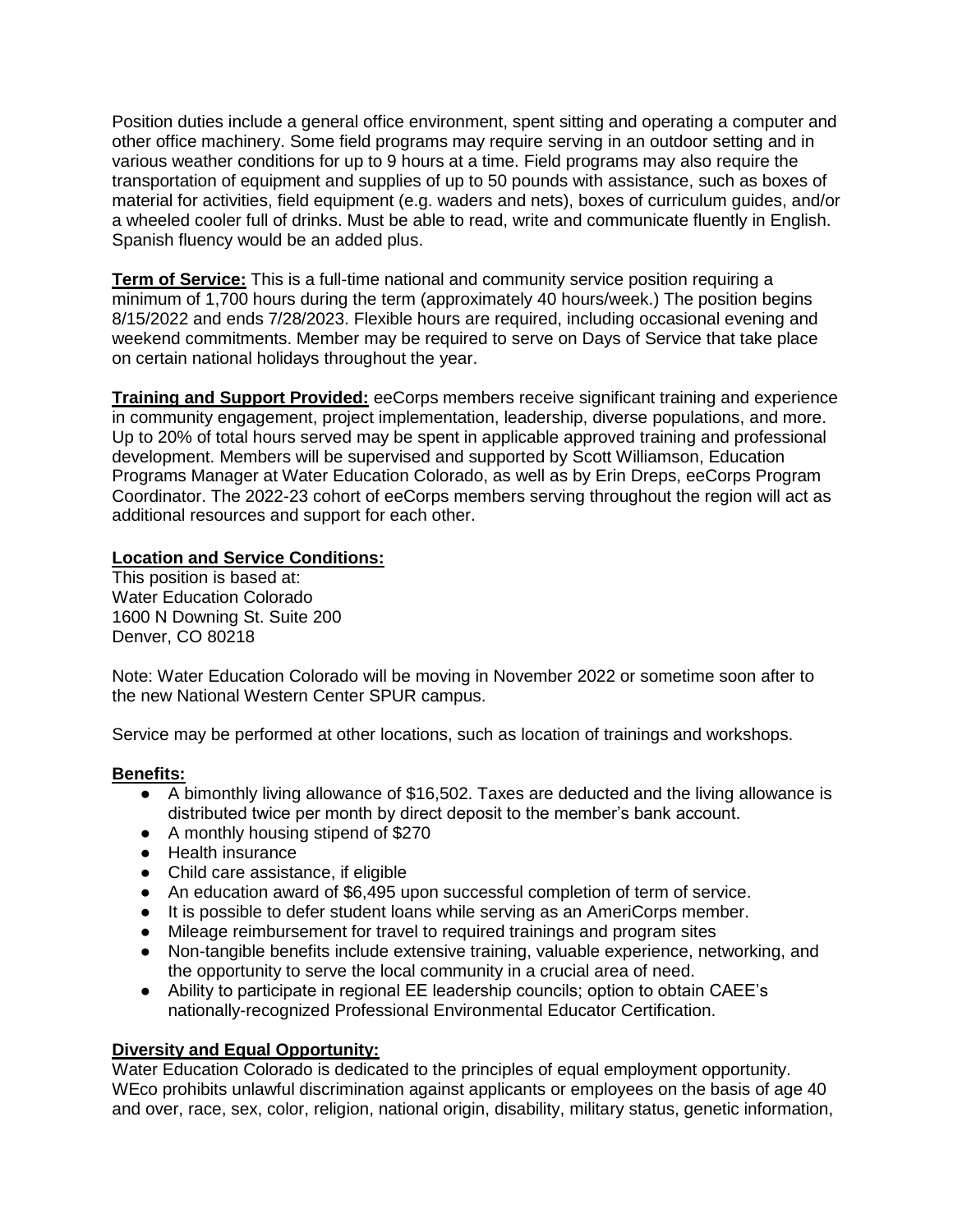Position duties include a general office environment, spent sitting and operating a computer and other office machinery. Some field programs may require serving in an outdoor setting and in various weather conditions for up to 9 hours at a time. Field programs may also require the transportation of equipment and supplies of up to 50 pounds with assistance, such as boxes of material for activities, field equipment (e.g. waders and nets), boxes of curriculum guides, and/or a wheeled cooler full of drinks. Must be able to read, write and communicate fluently in English. Spanish fluency would be an added plus.

**Term of Service:** This is a full-time national and community service position requiring a minimum of 1,700 hours during the term (approximately 40 hours/week.) The position begins 8/15/2022 and ends 7/28/2023. Flexible hours are required, including occasional evening and weekend commitments. Member may be required to serve on Days of Service that take place on certain national holidays throughout the year.

**Training and Support Provided:** eeCorps members receive significant training and experience in community engagement, project implementation, leadership, diverse populations, and more. Up to 20% of total hours served may be spent in applicable approved training and professional development. Members will be supervised and supported by Scott Williamson, Education Programs Manager at Water Education Colorado, as well as by Erin Dreps, eeCorps Program Coordinator. The 2022-23 cohort of eeCorps members serving throughout the region will act as additional resources and support for each other.

**Location and Service Conditions:**
This position is based at:
Water Education Colorado
1600 N Downing St. Suite 200
Denver, CO 80218

Note: Water Education Colorado will be moving in November 2022 or sometime soon after to the new National Western Center SPUR campus.

Service may be performed at other locations, such as location of trainings and workshops.

**Benefits:**

- A bimonthly living allowance of $16,502. Taxes are deducted and the living allowance is distributed twice per month by direct deposit to the member's bank account.
- A monthly housing stipend of $270
- Health insurance
- Child care assistance, if eligible
- An education award of $6,495 upon successful completion of term of service.
- It is possible to defer student loans while serving as an AmeriCorps member.
- Mileage reimbursement for travel to required trainings and program sites
- Non-tangible benefits include extensive training, valuable experience, networking, and the opportunity to serve the local community in a crucial area of need.
- Ability to participate in regional EE leadership councils; option to obtain CAEE's nationally-recognized Professional Environmental Educator Certification.

**Diversity and Equal Opportunity:**
Water Education Colorado is dedicated to the principles of equal employment opportunity. WEco prohibits unlawful discrimination against applicants or employees on the basis of age 40 and over, race, sex, color, religion, national origin, disability, military status, genetic information,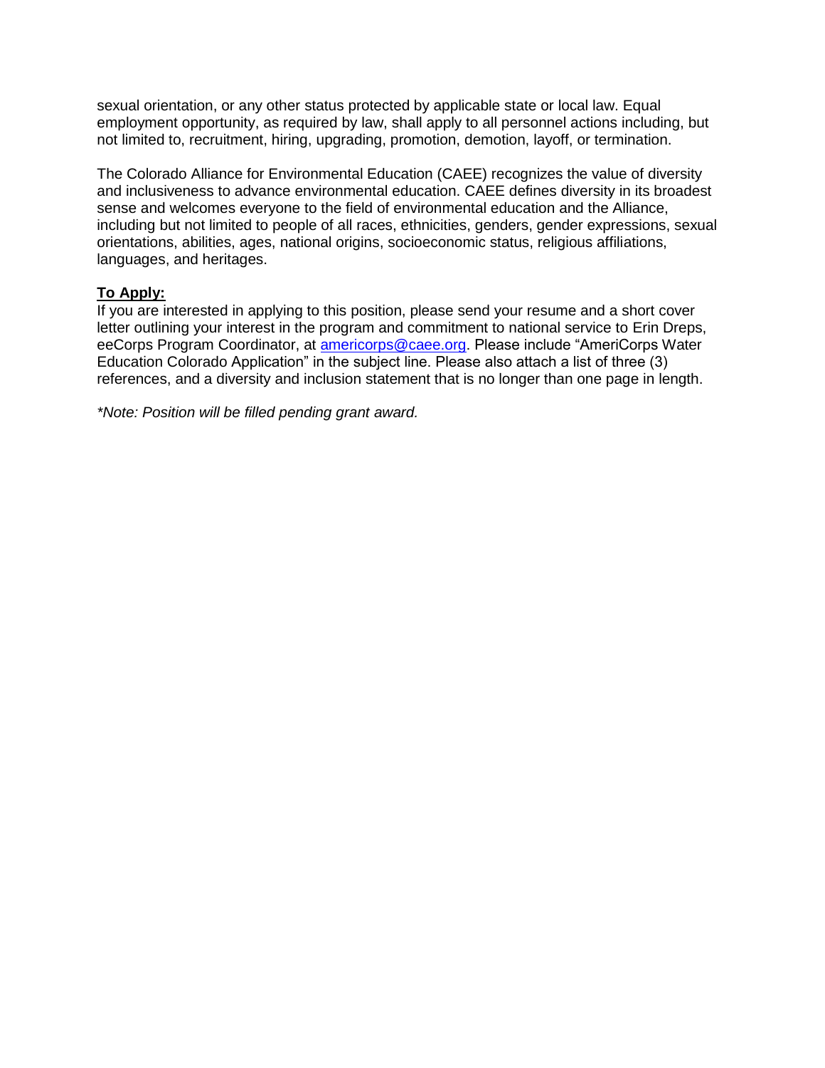sexual orientation, or any other status protected by applicable state or local law. Equal employment opportunity, as required by law, shall apply to all personnel actions including, but not limited to, recruitment, hiring, upgrading, promotion, demotion, layoff, or termination.

The Colorado Alliance for Environmental Education (CAEE) recognizes the value of diversity and inclusiveness to advance environmental education. CAEE defines diversity in its broadest sense and welcomes everyone to the field of environmental education and the Alliance, including but not limited to people of all races, ethnicities, genders, gender expressions, sexual orientations, abilities, ages, national origins, socioeconomic status, religious affiliations, languages, and heritages.

**To Apply:**

If you are interested in applying to this position, please send your resume and a short cover letter outlining your interest in the program and commitment to national service to Erin Dreps, eeCorps Program Coordinator, at americorps@caee.org. Please include "AmeriCorps Water Education Colorado Application" in the subject line. Please also attach a list of three (3) references, and a diversity and inclusion statement that is no longer than one page in length.

*\*Note: Position will be filled pending grant award.*